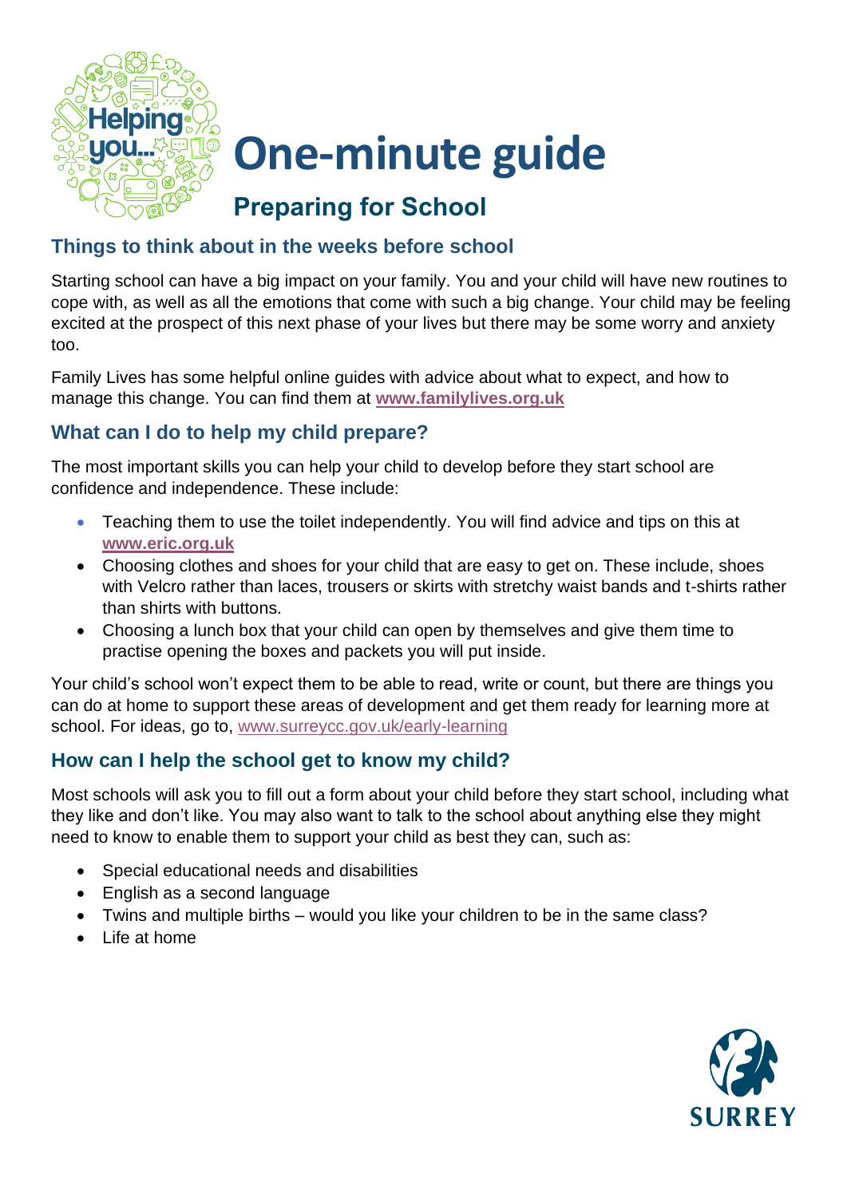# One-minute guide

## Preparing for School

### Things to think about in the weeks before school

Starting school can have a big impact on your family. You and your child will have new routines to cope with, as well as all the emotions that come with such a big change. Your child may be feeling excited at the prospect of this next phase of your lives but there may be some worry and anxiety too.

Family Lives has some helpful online guides with advice about what to expect, and how to manage this change. You can find them at **www.familylives.org.uk**

### What can I do to help my child prepare?

The most important skills you can help your child to develop before they start school are confidence and independence. These include:

- Teaching them to use the toilet independently. You will find advice and tips on this at **www.eric.org.uk**
- Choosing clothes and shoes for your child that are easy to get on. These include, shoes with Velcro rather than laces, trousers or skirts with stretchy waist bands and t-shirts rather than shirts with buttons.
- Choosing a lunch box that your child can open by themselves and give them time to practise opening the boxes and packets you will put inside.

Your child's school won't expect them to be able to read, write or count, but there are things you can do at home to support these areas of development and get them ready for learning more at school. For ideas, go to, www.surreycc.gov.uk/early-learning

### How can I help the school get to know my child?

Most schools will ask you to fill out a form about your child before they start school, including what they like and don't like. You may also want to talk to the school about anything else they might need to know to enable them to support your child as best they can, such as:

- Special educational needs and disabilities
- English as a second language
- Twins and multiple births – would you like your children to be in the same class?
- Life at home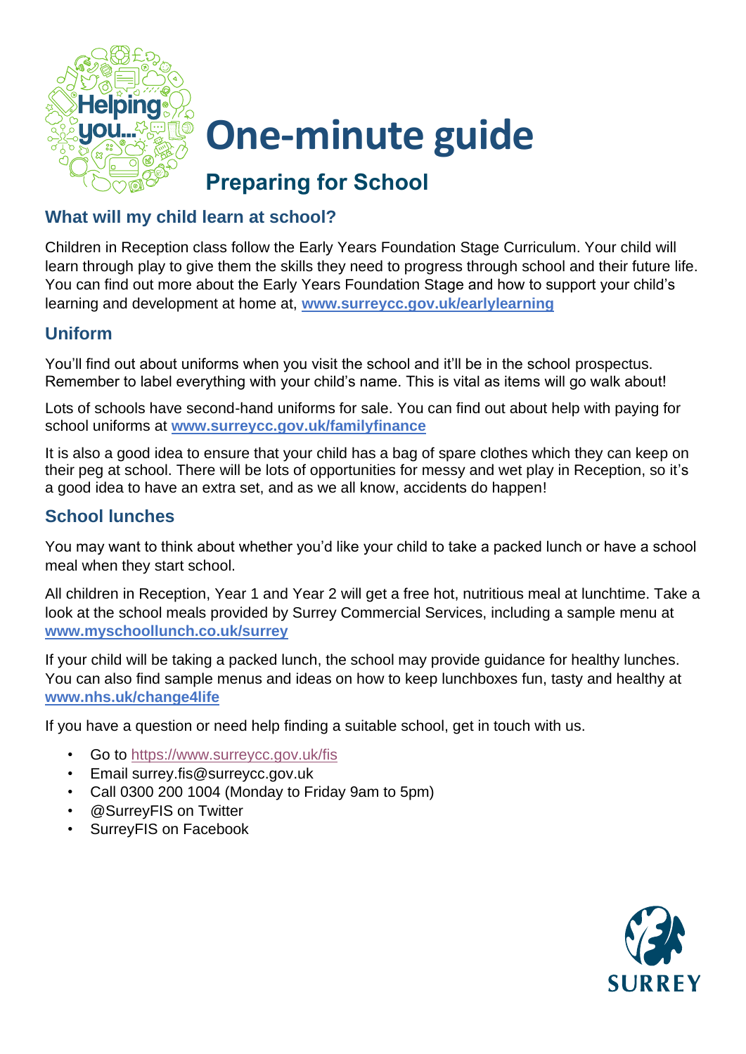# One-minute guide

## Preparing for School

### What will my child learn at school?

Children in Reception class follow the Early Years Foundation Stage Curriculum. Your child will learn through play to give them the skills they need to progress through school and their future life. You can find out more about the Early Years Foundation Stage and how to support your child's learning and development at home at, **www.surreycc.gov.uk/earlylearning**

### Uniform

You'll find out about uniforms when you visit the school and it'll be in the school prospectus. Remember to label everything with your child's name. This is vital as items will go walk about!

Lots of schools have second-hand uniforms for sale. You can find out about help with paying for school uniforms at **www.surreycc.gov.uk/familyfinance**

It is also a good idea to ensure that your child has a bag of spare clothes which they can keep on their peg at school. There will be lots of opportunities for messy and wet play in Reception, so it's a good idea to have an extra set, and as we all know, accidents do happen!

### School lunches

You may want to think about whether you'd like your child to take a packed lunch or have a school meal when they start school.

All children in Reception, Year 1 and Year 2 will get a free hot, nutritious meal at lunchtime. Take a look at the school meals provided by Surrey Commercial Services, including a sample menu at **www.myschoollunch.co.uk/surrey**

If your child will be taking a packed lunch, the school may provide guidance for healthy lunches. You can also find sample menus and ideas on how to keep lunchboxes fun, tasty and healthy at **www.nhs.uk/change4life**

If you have a question or need help finding a suitable school, get in touch with us.

- Go to https://www.surreycc.gov.uk/fis
- Email surrey.fis@surreycc.gov.uk
- Call 0300 200 1004 (Monday to Friday 9am to 5pm)
- @SurreyFIS on Twitter
- SurreyFIS on Facebook